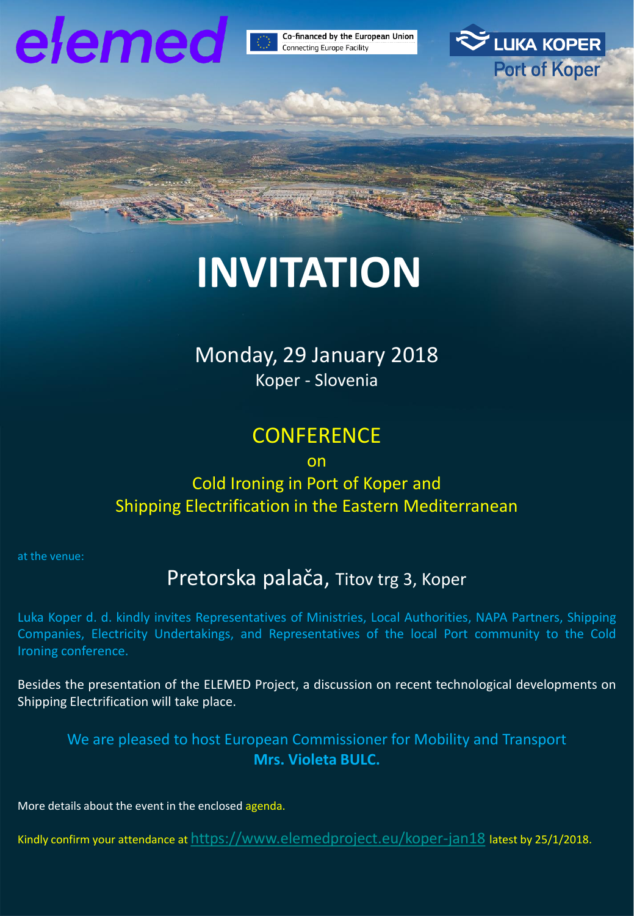elemed

Co-financed by the European Union
Connecting Europe Facility

LUKA KOPER
Port of Koper

# INVITATION

Monday, 29 January 2018
Koper - Slovenia

## CONFERENCE
on
Cold Ironing in Port of Koper and
Shipping Electrification in the Eastern Mediterranean

at the venue:

Pretorska palača, Titov trg 3, Koper

Luka Koper d. d. kindly invites Representatives of Ministries, Local Authorities, NAPA Partners, Shipping Companies, Electricity Undertakings, and Representatives of the local Port community to the Cold Ironing conference.

Besides the presentation of the ELEMED Project, a discussion on recent technological developments on Shipping Electrification will take place.

We are pleased to host European Commissioner for Mobility and Transport
**Mrs. Violeta BULC.**

More details about the event in the enclosed agenda.

Kindly confirm your attendance at https://www.elemedproject.eu/koper-jan18 latest by 25/1/2018.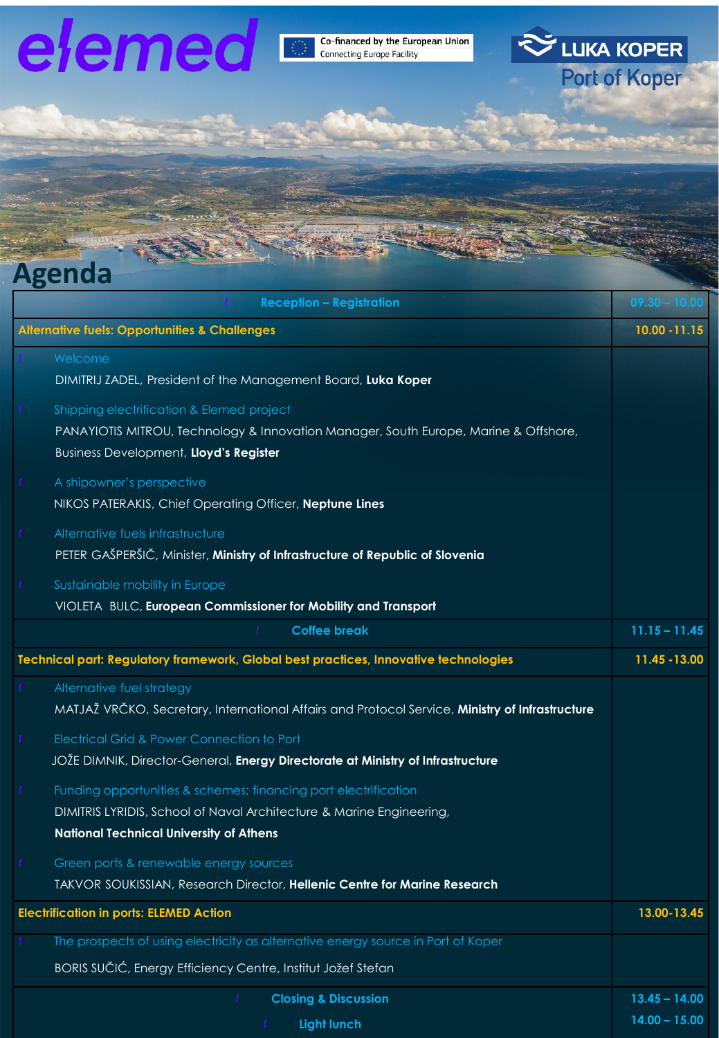elemed

Co-financed by the European Union
Connecting Europe Facility

LUKA KOPER
Port of Koper

# Agenda

| | |
|---|---|
| **Reception – Registration** | **09.30 – 10.00** |
| **Alternative fuels: Opportunities & Challenges** | **10.00 -11.15** |
| Welcome<br>DIMITRIJ ZADEL, President of the Management Board, **Luka Koper**<br><br>Shipping electrification & Elemed project<br>PANAYIOTIS MITROU, Technology & Innovation Manager, South Europe, Marine & Offshore, Business Development, **Lloyd's Register**<br><br>A shipowner's perspective<br>NIKOS PATERAKIS, Chief Operating Officer, **Neptune Lines**<br><br>Alternative fuels infrastructure<br>PETER GAŠPERŠIČ, Minister, **Ministry of Infrastructure of Republic of Slovenia**<br><br>Sustainable mobility in Europe<br>VIOLETA BULC, **European Commissioner for Mobility and Transport** | |
| **Coffee break** | **11.15 – 11.45** |
| **Technical part: Regulatory framework, Global best practices, Innovative technologies** | **11.45 -13.00** |
| Alternative fuel strategy<br>MATJAŽ VRČKO, Secretary, International Affairs and Protocol Service, **Ministry of Infrastructure**<br><br>Electrical Grid & Power Connection to Port<br>JOŽE DIMNIK, Director-General, **Energy Directorate at Ministry of Infrastructure**<br><br>Funding opportunities & schemes; financing port electrification<br>DIMITRIS LYRIDIS, School of Naval Architecture & Marine Engineering, **National Technical University of Athens**<br><br>Green ports & renewable energy sources<br>TAKVOR SOUKISSIAN, Research Director, **Hellenic Centre for Marine Research** | |
| **Electrification in ports: ELEMED Action** | **13.00-13.45** |
| The prospects of using electricity as alternative energy source in Port of Koper<br>BORIS SUČIĆ, Energy Efficiency Centre, Institut Jožef Stefan | |
| **Closing & Discussion** | **13.45 – 14.00** |
| **Light lunch** | **14.00 – 15.00** |